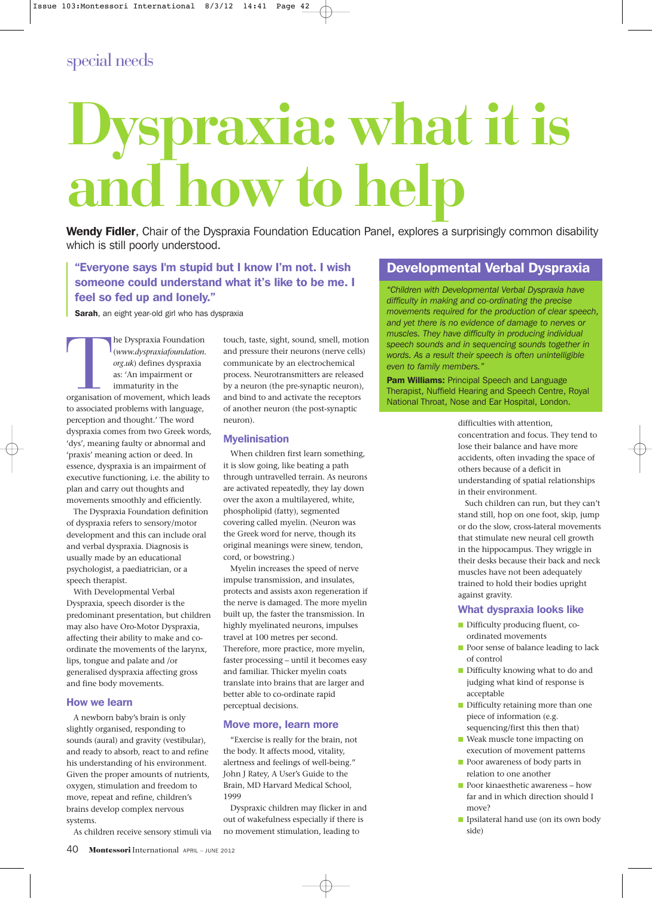special needs

# Dyspraxia: what it is and how to help

**Wendy Fidler**, Chair of the Dyspraxia Foundation Education Panel, explores a surprisingly common disability which is still poorly understood.

> **"Everyone says I'm stupid but I know I'm not. I wish someone could understand what it's like to be me. I feel so fed up and lonely."**
>
> **Sarah**, an eight year-old girl who has dyspraxia

The Dyspraxia Foundation (*www.dyspraxiafoundation.org.uk*) defines dyspraxia as: 'An impairment or immaturity in the organisation of movement, which leads to associated problems with language, perception and thought.' The word dyspraxia comes from two Greek words, 'dys', meaning faulty or abnormal and 'praxis' meaning action or deed. In essence, dyspraxia is an impairment of executive functioning, i.e. the ability to plan and carry out thoughts and movements smoothly and efficiently.

The Dyspraxia Foundation definition of dyspraxia refers to sensory/motor development and this can include oral and verbal dyspraxia. Diagnosis is usually made by an educational psychologist, a paediatrician, or a speech therapist.

With Developmental Verbal Dyspraxia, speech disorder is the predominant presentation, but children may also have Oro-Motor Dyspraxia, affecting their ability to make and co-ordinate the movements of the larynx, lips, tongue and palate and /or generalised dyspraxia affecting gross and fine body movements.

## How we learn

A newborn baby's brain is only slightly organised, responding to sounds (aural) and gravity (vestibular), and ready to absorb, react to and refine his understanding of his environment. Given the proper amounts of nutrients, oxygen, stimulation and freedom to move, repeat and refine, children's brains develop complex nervous systems.

As children receive sensory stimuli via touch, taste, sight, sound, smell, motion and pressure their neurons (nerve cells) communicate by an electrochemical process. Neurotransmitters are released by a neuron (the pre-synaptic neuron), and bind to and activate the receptors of another neuron (the post-synaptic neuron).

## Myelinisation

When children first learn something, it is slow going, like beating a path through untravelled terrain. As neurons are activated repeatedly, they lay down over the axon a multilayered, white, phospholipid (fatty), segmented covering called myelin. (Neuron was the Greek word for nerve, though its original meanings were sinew, tendon, cord, or bowstring.)

Myelin increases the speed of nerve impulse transmission, and insulates, protects and assists axon regeneration if the nerve is damaged. The more myelin built up, the faster the transmission. In highly myelinated neurons, impulses travel at 100 metres per second. Therefore, more practice, more myelin, faster processing – until it becomes easy and familiar. Thicker myelin coats translate into brains that are larger and better able to co-ordinate rapid perceptual decisions.

## Move more, learn more

"Exercise is really for the brain, not the body. It affects mood, vitality, alertness and feelings of well-being." John J Ratey, A User's Guide to the Brain, MD Harvard Medical School, 1999

Dyspraxic children may flicker in and out of wakefulness especially if there is no movement stimulation, leading to difficulties with attention, concentration and focus. They tend to lose their balance and have more accidents, often invading the space of others because of a deficit in understanding of spatial relationships in their environment.

Such children can run, but they can't stand still, hop on one foot, skip, jump or do the slow, cross-lateral movements that stimulate new neural cell growth in the hippocampus. They wriggle in their desks because their back and neck muscles have not been adequately trained to hold their bodies upright against gravity.

> ### Developmental Verbal Dyspraxia
>
> *"Children with Developmental Verbal Dyspraxia have difficulty in making and co-ordinating the precise movements required for the production of clear speech, and yet there is no evidence of damage to nerves or muscles. They have difficulty in producing individual speech sounds and in sequencing sounds together in words. As a result their speech is often unintelligible even to family members."*
>
> **Pam Williams:** Principal Speech and Language Therapist, Nuffield Hearing and Speech Centre, Royal National Throat, Nose and Ear Hospital, London.

## What dyspraxia looks like

- Difficulty producing fluent, co-ordinated movements
- Poor sense of balance leading to lack of control
- Difficulty knowing what to do and judging what kind of response is acceptable
- Difficulty retaining more than one piece of information (e.g. sequencing/first this then that)
- Weak muscle tone impacting on execution of movement patterns
- Poor awareness of body parts in relation to one another
- Poor kinaesthetic awareness – how far and in which direction should I move?
- Ipsilateral hand use (on its own body side)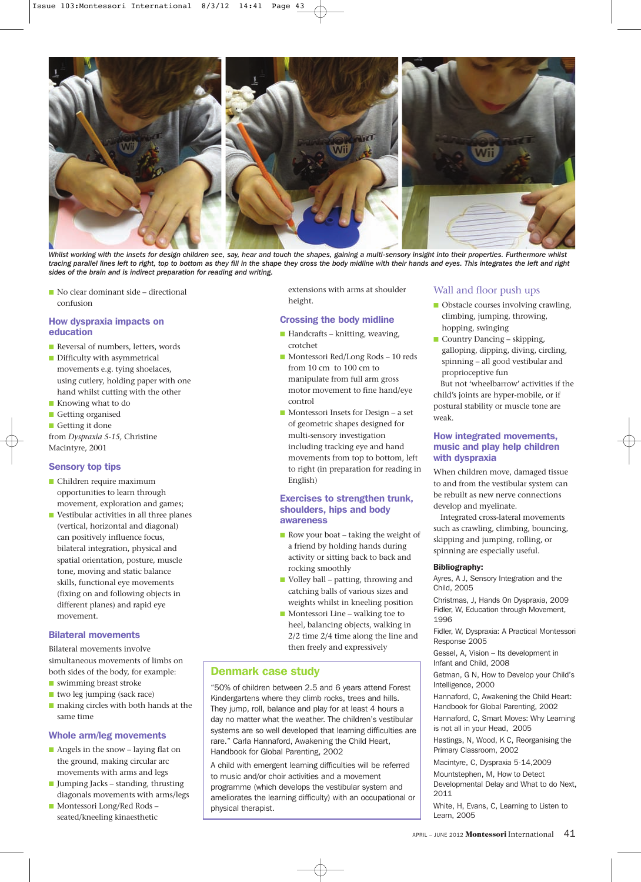*Whilst working with the insets for design children see, say, hear and touch the shapes, gaining a multi-sensory insight into their properties. Furthermore whilst tracing parallel lines left to right, top to bottom as they fill in the shape they cross the body midline with their hands and eyes. This integrates the left and right sides of the brain and is indirect preparation for reading and writing.*

- No clear dominant side – directional confusion

## How dyspraxia impacts on education

- Reversal of numbers, letters, words
- Difficulty with asymmetrical movements e.g. tying shoelaces, using cutlery, holding paper with one hand whilst cutting with the other
- Knowing what to do
- Getting organised
- Getting it done

from *Dyspraxia 5-15,* Christine Macintyre, 2001

## Sensory top tips

- Children require maximum opportunities to learn through movement, exploration and games;
- Vestibular activities in all three planes (vertical, horizontal and diagonal) can positively influence focus, bilateral integration, physical and spatial orientation, posture, muscle tone, moving and static balance skills, functional eye movements (fixing on and following objects in different planes) and rapid eye movement.

## Bilateral movements

Bilateral movements involve simultaneous movements of limbs on both sides of the body, for example:

- swimming breast stroke
- two leg jumping (sack race)
- making circles with both hands at the same time

## Whole arm/leg movements

- Angels in the snow – laying flat on the ground, making circular arc movements with arms and legs
- Jumping Jacks – standing, thrusting diagonals movements with arms/legs
- Montessori Long/Red Rods – seated/kneeling kinaesthetic extensions with arms at shoulder height.

## Crossing the body midline

- Handcrafts – knitting, weaving, crotchet
- Montessori Red/Long Rods – 10 reds from 10 cm to 100 cm to manipulate from full arm gross motor movement to fine hand/eye control
- Montessori Insets for Design – a set of geometric shapes designed for multi-sensory investigation including tracking eye and hand movements from top to bottom, left to right (in preparation for reading in English)

## Exercises to strengthen trunk, shoulders, hips and body awareness

- Row your boat – taking the weight of a friend by holding hands during activity or sitting back to back and rocking smoothly
- Volley ball – patting, throwing and catching balls of various sizes and weights whilst in kneeling position
- Montessori Line – walking toe to heel, balancing objects, walking in 2/2 time 2/4 time along the line and then freely and expressively

## Denmark case study

"50% of children between 2.5 and 6 years attend Forest Kindergartens where they climb rocks, trees and hills. They jump, roll, balance and play for at least 4 hours a day no matter what the weather. The children's vestibular systems are so well developed that learning difficulties are rare." Carla Hannaford, Awakening the Child Heart, Handbook for Global Parenting, 2002

A child with emergent learning difficulties will be referred to music and/or choir activities and a movement programme (which develops the vestibular system and ameliorates the learning difficulty) with an occupational or physical therapist.

## Wall and floor push ups

- Obstacle courses involving crawling, climbing, jumping, throwing, hopping, swinging
- Country Dancing – skipping, galloping, dipping, diving, circling, spinning – all good vestibular and proprioceptive fun

But not 'wheelbarrow' activities if the child's joints are hyper-mobile, or if postural stability or muscle tone are weak.

## How integrated movements, music and play help children with dyspraxia

When children move, damaged tissue to and from the vestibular system can be rebuilt as new nerve connections develop and myelinate.

Integrated cross-lateral movements such as crawling, climbing, bouncing, skipping and jumping, rolling, or spinning are especially useful.

### Bibliography:

Ayres, A J, Sensory Integration and the Child, 2005

Christmas, J, Hands On Dyspraxia, 2009

Fidler, W, Education through Movement, 1996

Fidler, W, Dyspraxia: A Practical Montessori Response 2005

Gessel, A, Vision – Its development in Infant and Child, 2008

Getman, G N, How to Develop your Child's Intelligence, 2000

Hannaford, C, Awakening the Child Heart: Handbook for Global Parenting, 2002

Hannaford, C, Smart Moves: Why Learning is not all in your Head, 2005

Hastings, N, Wood, K C, Reorganising the Primary Classroom, 2002

Macintyre, C, Dyspraxia 5-14,2009

Mountstephen, M, How to Detect Developmental Delay and What to do Next, 2011

White, H, Evans, C, Learning to Listen to Learn, 2005